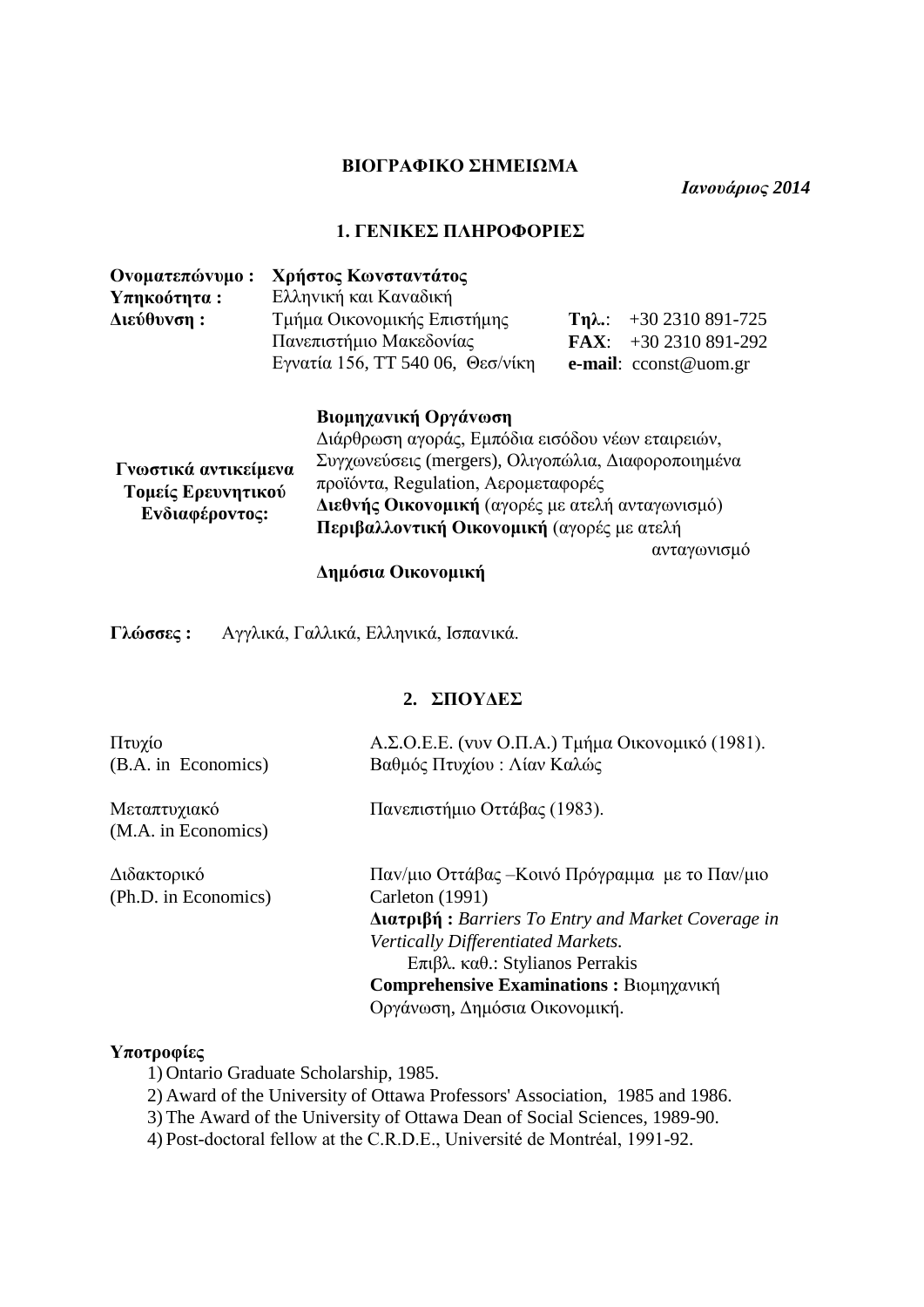# ΒΙΟΓΡΑΦΙΚΟ ΣΗΜΕΙΩΜΑ

*Ιανουάριος 2014*

## 1. ΓΕΝΙΚΕΣ ΠΛΗΡΟΦΟΡΙΕΣ

**Ονοματεπώνυμο :** **Χρήστος Κωνσταντάτος**
**Υπηκοότητα :** Ελληνική και Καναδική
**Διεύθυνση :** Τμήμα Οικονομικής Επιστήμης, Πανεπιστήμιο Μακεδονίας, Εγνατία 156, ΤΤ 540 06, Θεσ/νίκη

**Τηλ.**: +30 2310 891-725
**FAX**: +30 2310 891-292
**e-mail**: cconst@uom.gr

**Γνωστικά αντικείμενα Τομείς Ερευνητικού Ενδιαφέροντος:**

**Βιομηχανική Οργάνωση**
Διάρθρωση αγοράς, Εμπόδια εισόδου νέων εταιρειών, Συγχωνεύσεις (mergers), Ολιγοπώλια, Διαφοροποιημένα προϊόντα, Regulation, Αερομεταφορές
**Διεθνής Οικονομική** (αγορές με ατελή ανταγωνισμό)
**Περιβαλλοντική Οικονομική** (αγορές με ατελή ανταγωνισμό
**Δημόσια Οικονομική**

**Γλώσσες :** Αγγλικά, Γαλλικά, Ελληνικά, Ισπανικά.

## 2. ΣΠΟΥΔΕΣ

Πτυχίο (B.A. in Economics): Α.Σ.Ο.Ε.Ε. (νυν Ο.Π.Α.) Τμήμα Οικονομικό (1981). Βαθμός Πτυχίου : Λίαν Καλώς

Μεταπτυχιακό (M.A. in Economics): Πανεπιστήμιο Οττάβας (1983).

Διδακτορικό (Ph.D. in Economics): Παν/μιο Οττάβας –Κοινό Πρόγραμμα με το Παν/μιο Carleton (1991)
**Διατριβή :** *Barriers To Entry and Market Coverage in Vertically Differentiated Markets.*
Επιβλ. καθ.: Stylianos Perrakis
**Comprehensive Examinations :** Βιομηχανική Οργάνωση, Δημόσια Οικονομική.

**Υποτροφίες**

1) Ontario Graduate Scholarship, 1985.
2) Award of the University of Ottawa Professors' Association, 1985 and 1986.
3) The Award of the University of Ottawa Dean of Social Sciences, 1989-90.
4) Post-doctoral fellow at the C.R.D.E., Université de Montréal, 1991-92.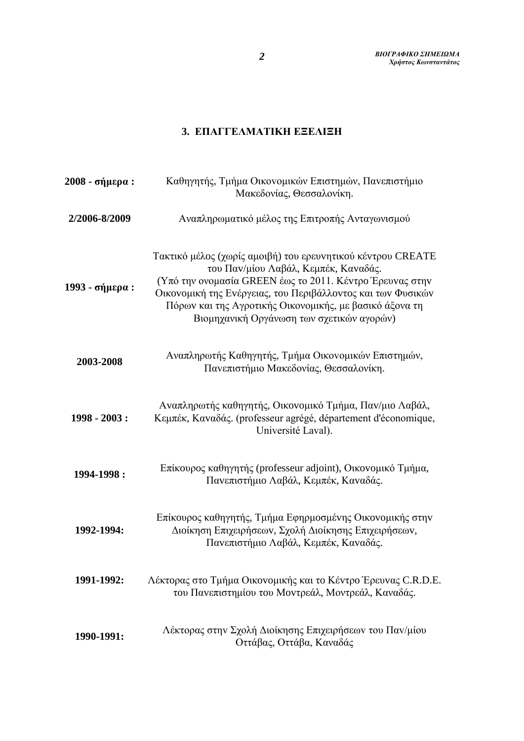### 3. ΕΠΑΓΓΕΛΜΑΤΙΚΗ ΕΞΕΛΙΞΗ

| | |
|---|---|
| **2008 - σήμερα :** | Καθηγητής, Τμήμα Οικονομικών Επιστημών, Πανεπιστήμιο Μακεδονίας, Θεσσαλονίκη. |
| **2/2006-8/2009** | Αναπληρωματικό μέλος της Επιτροπής Ανταγωνισμού |
| **1993 - σήμερα :** | Τακτικό μέλος (χωρίς αμοιβή) του ερευνητικού κέντρου CREATE του Παν/μίου Λαβάλ, Κεμπέκ, Καναδάς. (Υπό την ονομασία GREEN έως το 2011. Κέντρο Έρευνας στην Οικονομική της Ενέργειας, του Περιβάλλοντος και των Φυσικών Πόρων και της Αγροτικής Οικονομικής, με βασικό άξονα τη Βιομηχανική Οργάνωση των σχετικών αγορών) |
| **2003-2008** | Αναπληρωτής Καθηγητής, Τμήμα Οικονομικών Επιστημών, Πανεπιστήμιο Μακεδονίας, Θεσσαλονίκη. |
| **1998 - 2003 :** | Αναπληρωτής καθηγητής, Οικονομικό Τμήμα, Παν/μιο Λαβάλ, Κεμπέκ, Καναδάς. (professeur agrégé, département d'économique, Université Laval). |
| **1994-1998 :** | Επίκουρος καθηγητής (professeur adjoint), Οικονομικό Τμήμα, Πανεπιστήμιο Λαβάλ, Κεμπέκ, Καναδάς. |
| **1992-1994:** | Επίκουρος καθηγητής, Τμήμα Εφηρμοσμένης Οικονομικής στην Διοίκηση Επιχειρήσεων, Σχολή Διοίκησης Επιχειρήσεων, Πανεπιστήμιο Λαβάλ, Κεμπέκ, Καναδάς. |
| **1991-1992:** | Λέκτορας στο Τμήμα Οικονομικής και το Κέντρο Έρευνας C.R.D.E. του Πανεπιστημίου του Μοντρεάλ, Μοντρεάλ, Καναδάς. |
| **1990-1991:** | Λέκτορας στην Σχολή Διοίκησης Επιχειρήσεων του Παν/μίου Οττάβας, Οττάβα, Καναδάς |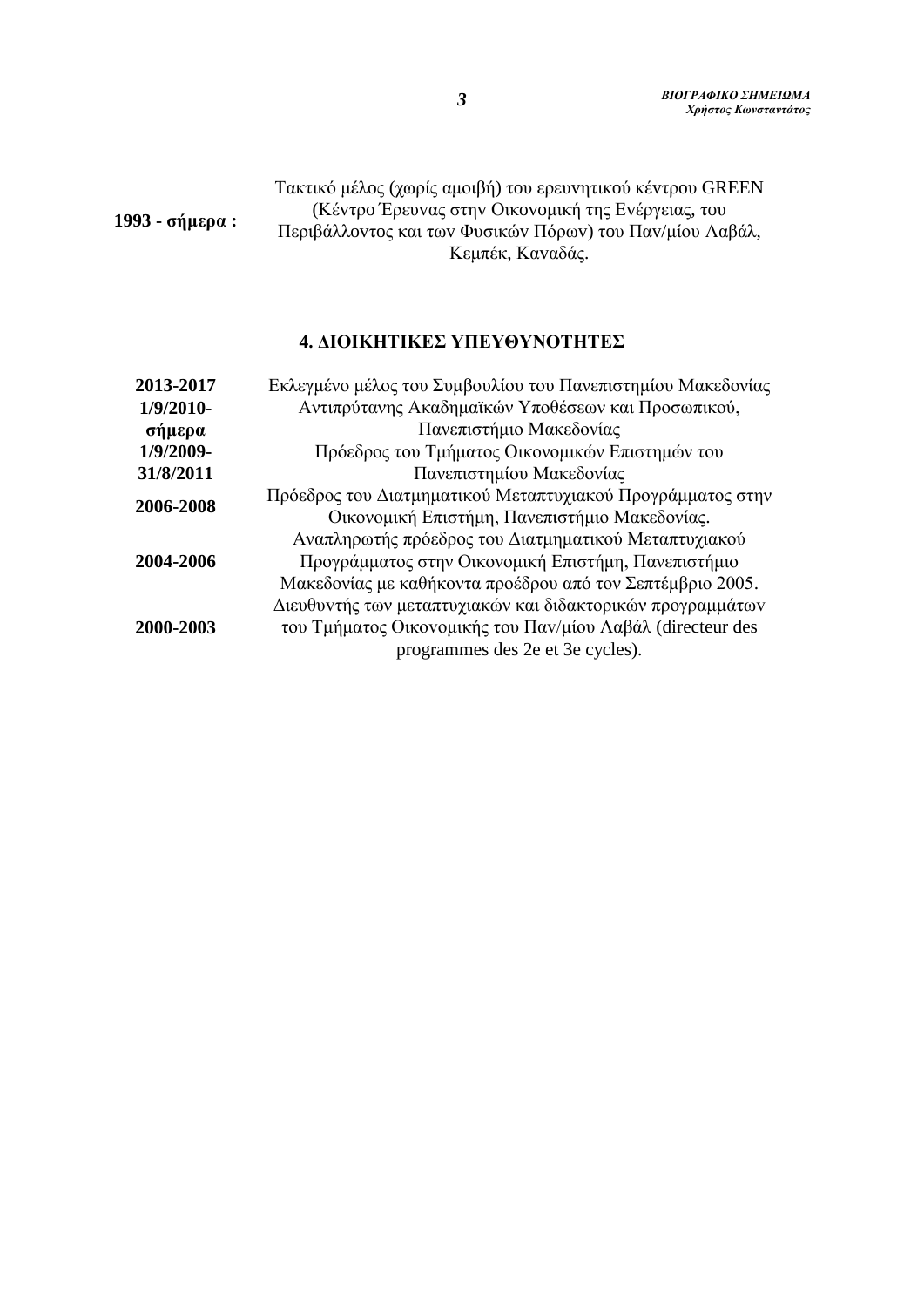| | |
|---|---|
| **1993 - σήμερα :** | Τακτικό μέλος (χωρίς αμοιβή) του ερευνητικού κέντρου GREEN (Κέντρο Έρευνας στην Οικονομική της Ενέργειας, του Περιβάλλοντος και των Φυσικών Πόρων) του Παν/μίου Λαβάλ, Κεμπέκ, Καναδάς. |

## 4. ΔΙΟΙΚΗΤΙΚΕΣ ΥΠΕΥΘΥΝΟΤΗΤΕΣ

| | |
|---|---|
| **2013-2017** | Εκλεγμένο μέλος του Συμβουλίου του Πανεπιστημίου Μακεδονίας |
| **1/9/2010-σήμερα** | Αντιπρύτανης Ακαδημαϊκών Υποθέσεων και Προσωπικού, Πανεπιστήμιο Μακεδονίας |
| **1/9/2009-31/8/2011** | Πρόεδρος του Τμήματος Οικονομικών Επιστημών του Πανεπιστημίου Μακεδονίας |
| **2006-2008** | Πρόεδρος του Διατμηματικού Μεταπτυχιακού Προγράμματος στην Οικονομική Επιστήμη, Πανεπιστήμιο Μακεδονίας. |
| **2004-2006** | Αναπληρωτής πρόεδρος του Διατμηματικού Μεταπτυχιακού Προγράμματος στην Οικονομική Επιστήμη, Πανεπιστήμιο Μακεδονίας με καθήκοντα προέδρου από τον Σεπτέμβριο 2005. |
| **2000-2003** | Διευθυντής των μεταπτυχιακών και διδακτορικών προγραμμάτων του Τμήματος Οικονομικής του Παν/μίου Λαβάλ (directeur des programmes des 2e et 3e cycles). |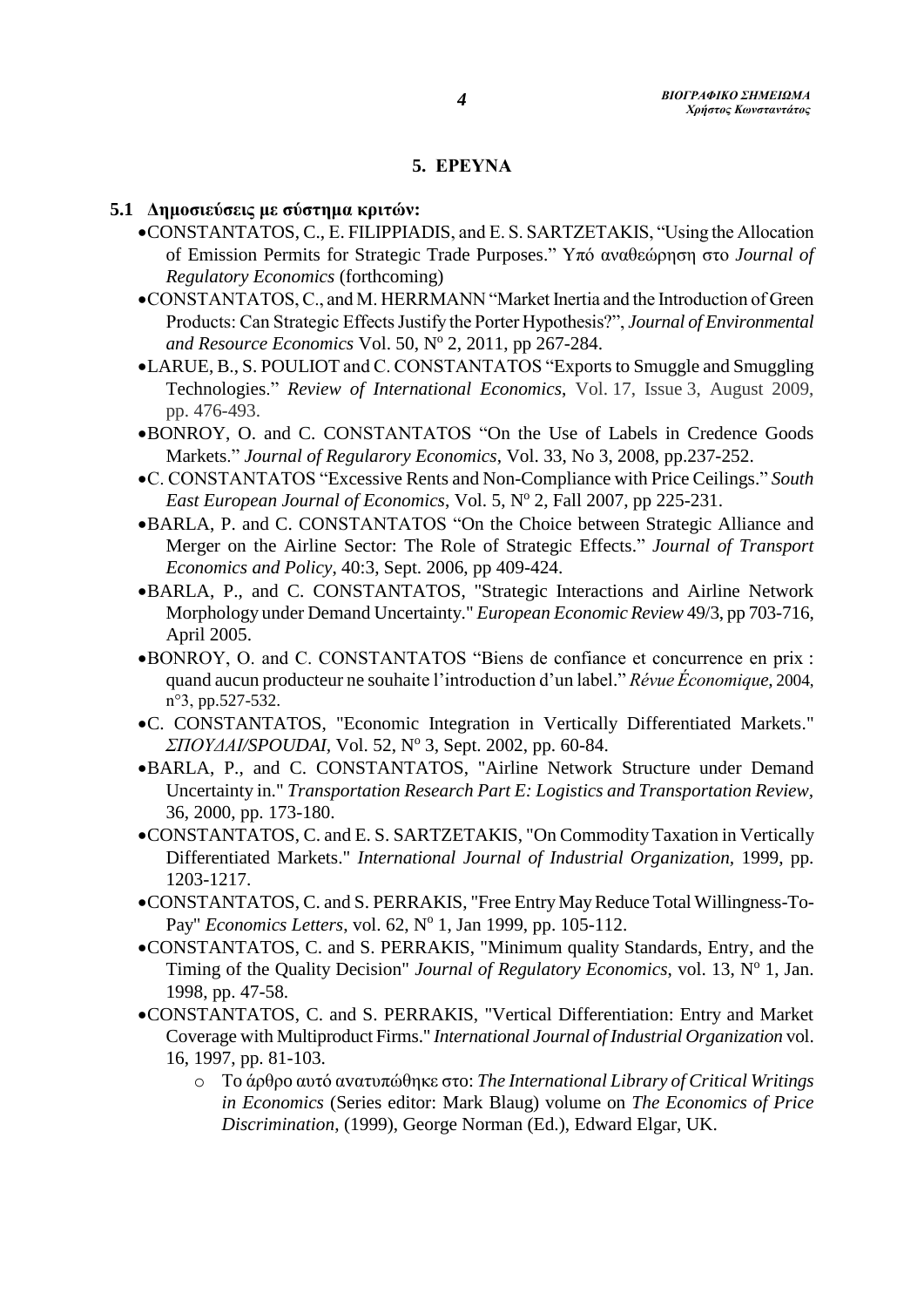## 5. ΕΡΕΥΝΑ

### 5.1 Δημοσιεύσεις με σύστημα κριτών:

- CONSTANTATOS, C., E. FILIPPIADIS, and E. S. SARTZETAKIS, "Using the Allocation of Emission Permits for Strategic Trade Purposes." Υπό αναθεώρηση στο *Journal of Regulatory Economics* (forthcoming)
- CONSTANTATOS, C., and M. HERRMANN "Market Inertia and the Introduction of Green Products: Can Strategic Effects Justify the Porter Hypothesis?", *Journal of Environmental and Resource Economics* Vol. 50, N$^o$ 2, 2011, pp 267-284.
- LARUE, B., S. POULIOT and C. CONSTANTATOS "Exports to Smuggle and Smuggling Technologies." *Review of International Economics*, Vol. 17, Issue 3, August 2009, pp. 476-493.
- BONROY, O. and C. CONSTANTATOS "On the Use of Labels in Credence Goods Markets." *Journal of Regularory Economics*, Vol. 33, No 3, 2008, pp.237-252.
- C. CONSTANTATOS "Excessive Rents and Non-Compliance with Price Ceilings." *South East European Journal of Economics*, Vol. 5, N$^o$ 2, Fall 2007, pp 225-231.
- BARLA, P. and C. CONSTANTATOS "On the Choice between Strategic Alliance and Merger on the Airline Sector: The Role of Strategic Effects." *Journal of Transport Economics and Policy*, 40:3, Sept. 2006, pp 409-424.
- BARLA, P., and C. CONSTANTATOS, "Strategic Interactions and Airline Network Morphology under Demand Uncertainty." *European Economic Review* 49/3, pp 703-716, April 2005.
- BONROY, O. and C. CONSTANTATOS "Biens de confiance et concurrence en prix : quand aucun producteur ne souhaite l'introduction d'un label." *Révue Économique*, 2004, n°3, pp.527-532.
- C. CONSTANTATOS, "Economic Integration in Vertically Differentiated Markets." *ΣΠΟΥΔΑΙ/SPOUDAI*, Vol. 52, N$^o$ 3, Sept. 2002, pp. 60-84.
- BARLA, P., and C. CONSTANTATOS, "Airline Network Structure under Demand Uncertainty in." *Transportation Research Part E: Logistics and Transportation Review*, 36, 2000, pp. 173-180.
- CONSTANTATOS, C. and E. S. SARTZETAKIS, "On Commodity Taxation in Vertically Differentiated Markets." *International Journal of Industrial Organization*, 1999, pp. 1203-1217.
- CONSTANTATOS, C. and S. PERRAKIS, "Free Entry May Reduce Total Willingness-To-Pay" *Economics Letters*, vol. 62, N$^o$ 1, Jan 1999, pp. 105-112.
- CONSTANTATOS, C. and S. PERRAKIS, "Minimum quality Standards, Entry, and the Timing of the Quality Decision" *Journal of Regulatory Economics*, vol. 13, N$^o$ 1, Jan. 1998, pp. 47-58.
- CONSTANTATOS, C. and S. PERRAKIS, "Vertical Differentiation: Entry and Market Coverage with Multiproduct Firms." *International Journal of Industrial Organization* vol. 16, 1997, pp. 81-103.
  - Το άρθρο αυτό ανατυπώθηκε στο: *The International Library of Critical Writings in Economics* (Series editor: Mark Blaug) volume on *The Economics of Price Discrimination*, (1999), George Norman (Ed.), Edward Elgar, UK.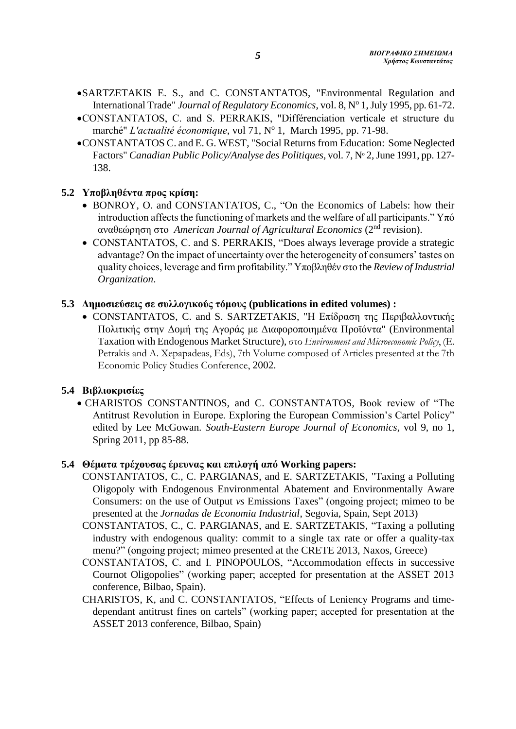- SARTZETAKIS E. S., and C. CONSTANTATOS, "Environmental Regulation and International Trade" *Journal of Regulatory Economics*, vol. 8, Nº 1, July 1995, pp. 61-72.
- CONSTANTATOS, C. and S. PERRAKIS, "Différenciation verticale et structure du marché" *L'actualité économique*, vol 71, Nº 1, March 1995, pp. 71-98.
- CONSTANTATOS C. and E. G. WEST, "Social Returns from Education: Some Neglected Factors" *Canadian Public Policy/Analyse des Politiques*, vol. 7, Nº 2, June 1991, pp. 127-138.

### 5.2 Υποβληθέντα προς κρίση:

- BONROY, O. and CONSTANTATOS, C., "On the Economics of Labels: how their introduction affects the functioning of markets and the welfare of all participants." Υπό αναθεώρηση στο *American Journal of Agricultural Economics* (2nd revision).
- CONSTANTATOS, C. and S. PERRAKIS, "Does always leverage provide a strategic advantage? On the impact of uncertainty over the heterogeneity of consumers' tastes on quality choices, leverage and firm profitability." Υποβληθέν στο the *Review of Industrial Organization*.

### 5.3 Δημοσιεύσεις σε συλλογικούς τόμους (publications in edited volumes) :

- CONSTANTATOS, C. and S. SARTZETAKIS, "Η Επίδραση της Περιβαλλοντικής Πολιτικής στην Δομή της Αγοράς με Διαφοροποιημένα Προϊόντα" (Environmental Taxation with Endogenous Market Structure), στο *Environment and Microeconomic Policy*, (E. Petrakis and A. Xepapadeas, Eds), 7th Volume composed of Articles presented at the 7th Economic Policy Studies Conference, 2002.

### 5.4 Βιβλιοκρισίες

- CHARISTOS CONSTANTINOS, and C. CONSTANTATOS, Book review of "The Antitrust Revolution in Europe. Exploring the European Commission's Cartel Policy" edited by Lee McGowan. *South-Eastern Europe Journal of Economics*, vol 9, no 1, Spring 2011, pp 85-88.

### 5.4 Θέματα τρέχουσας έρευνας και επιλογή από Working papers:

CONSTANTATOS, C., C. PARGIANAS, and E. SARTZETAKIS, "Taxing a Polluting Oligopoly with Endogenous Environmental Abatement and Environmentally Aware Consumers: on the use of Output *vs* Emissions Taxes" (ongoing project; mimeo to be presented at the *Jornadas de Economia Industrial*, Segovia, Spain, Sept 2013)

CONSTANTATOS, C., C. PARGIANAS, and E. SARTZETAKIS, "Taxing a polluting industry with endogenous quality: commit to a single tax rate or offer a quality-tax menu?" (ongoing project; mimeo presented at the CRETE 2013, Naxos, Greece)

CONSTANTATOS, C. and I. PINOPOULOS, "Accommodation effects in successive Cournot Oligopolies" (working paper; accepted for presentation at the ASSET 2013 conference, Bilbao, Spain).

CHARISTOS, K, and C. CONSTANTATOS, "Effects of Leniency Programs and time-dependant antitrust fines on cartels" (working paper; accepted for presentation at the ASSET 2013 conference, Bilbao, Spain)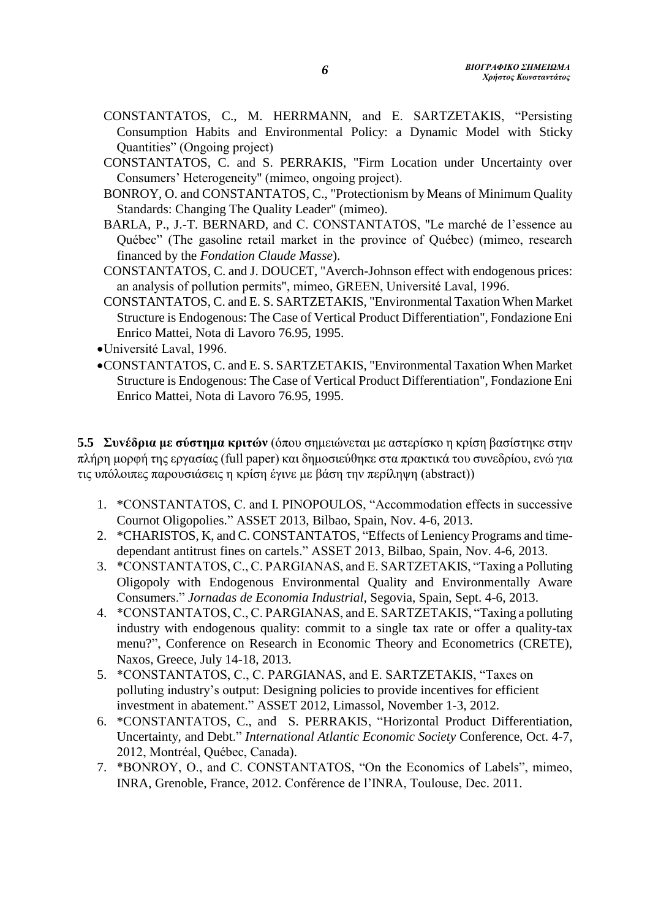CONSTANTATOS, C., M. HERRMANN, and E. SARTZETAKIS, "Persisting Consumption Habits and Environmental Policy: a Dynamic Model with Sticky Quantities" (Ongoing project)

CONSTANTATOS, C. and S. PERRAKIS, "Firm Location under Uncertainty over Consumers' Heterogeneity" (mimeo, ongoing project).

BONROY, O. and CONSTANTATOS, C., "Protectionism by Means of Minimum Quality Standards: Changing The Quality Leader" (mimeo).

BARLA, P., J.-T. BERNARD, and C. CONSTANTATOS, "Le marché de l'essence au Québec" (The gasoline retail market in the province of Québec) (mimeo, research financed by the *Fondation Claude Masse*).

CONSTANTATOS, C. and J. DOUCET, "Averch-Johnson effect with endogenous prices: an analysis of pollution permits", mimeo, GREEN, Université Laval, 1996.

CONSTANTATOS, C. and E. S. SARTZETAKIS, "Environmental Taxation When Market Structure is Endogenous: The Case of Vertical Product Differentiation", Fondazione Eni Enrico Mattei, Nota di Lavoro 76.95, 1995.

- Université Laval, 1996.
- CONSTANTATOS, C. and E. S. SARTZETAKIS, "Environmental Taxation When Market Structure is Endogenous: The Case of Vertical Product Differentiation", Fondazione Eni Enrico Mattei, Nota di Lavoro 76.95, 1995.

**5.5 Συνέδρια με σύστημα κριτών** (όπου σημειώνεται με αστερίσκο η κρίση βασίστηκε στην πλήρη μορφή της εργασίας (full paper) και δημοσιεύθηκε στα πρακτικά του συνεδρίου, ενώ για τις υπόλοιπες παρουσιάσεις η κρίση έγινε με βάση την περίληψη (abstract))

1. *CONSTANTATOS, C. and I. PINOPOULOS, "Accommodation effects in successive Cournot Oligopolies." ASSET 2013, Bilbao, Spain, Nov. 4-6, 2013.
2. *CHARISTOS, K, and C. CONSTANTATOS, "Effects of Leniency Programs and time-dependant antitrust fines on cartels." ASSET 2013, Bilbao, Spain, Nov. 4-6, 2013.
3. *CONSTANTATOS, C., C. PARGIANAS, and E. SARTZETAKIS, "Taxing a Polluting Oligopoly with Endogenous Environmental Quality and Environmentally Aware Consumers." *Jornadas de Economia Industrial,* Segovia, Spain, Sept. 4-6, 2013.
4. *CONSTANTATOS, C., C. PARGIANAS, and E. SARTZETAKIS, "Taxing a polluting industry with endogenous quality: commit to a single tax rate or offer a quality-tax menu?", Conference on Research in Economic Theory and Econometrics (CRETE), Naxos, Greece, July 14-18, 2013.
5. *CONSTANTATOS, C., C. PARGIANAS, and E. SARTZETAKIS, "Taxes on polluting industry's output: Designing policies to provide incentives for efficient investment in abatement." ASSET 2012, Limassol, November 1-3, 2012.
6. *CONSTANTATOS, C., and S. PERRAKIS, "Horizontal Product Differentiation, Uncertainty, and Debt." *International Atlantic Economic Society* Conference, Oct. 4-7, 2012, Montréal, Québec, Canada).
7. *BONROY, O., and C. CONSTANTATOS, "On the Economics of Labels", mimeo, INRA, Grenoble, France, 2012. Conférence de l'INRA, Toulouse, Dec. 2011.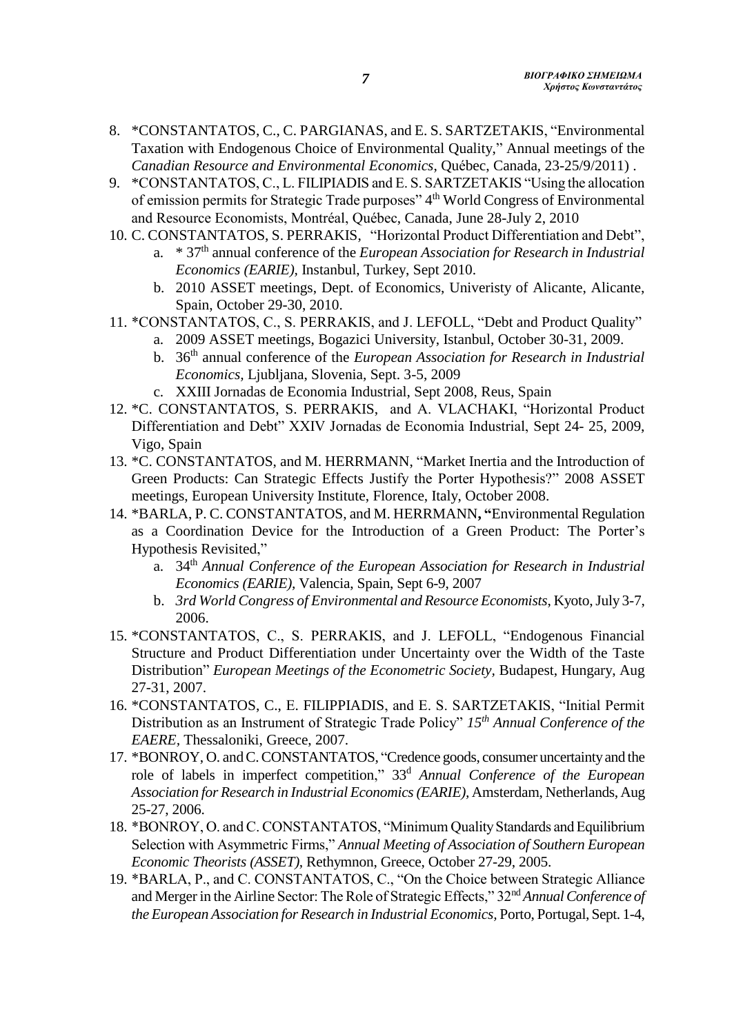8. *CONSTANTATOS, C., C. PARGIANAS, and E. S. SARTZETAKIS, "Environmental Taxation with Endogenous Choice of Environmental Quality," Annual meetings of the *Canadian Resource and Environmental Economics*, Québec, Canada, 23-25/9/2011) .
9. *CONSTANTATOS, C., L. FILIPIADIS and E. S. SARTZETAKIS "Using the allocation of emission permits for Strategic Trade purposes" 4th World Congress of Environmental and Resource Economists, Montréal, Québec, Canada, June 28-July 2, 2010
10. C. CONSTANTATOS, S. PERRAKIS, "Horizontal Product Differentiation and Debt",
    a. * 37th annual conference of the *European Association for Research in Industrial Economics (EARIE),* Instanbul, Turkey, Sept 2010.
    b. 2010 ASSET meetings, Dept. of Economics, Univeristy of Alicante, Alicante, Spain, October 29-30, 2010.
11. *CONSTANTATOS, C., S. PERRAKIS, and J. LEFOLL, "Debt and Product Quality"
    a. 2009 ASSET meetings, Bogazici University, Istanbul, October 30-31, 2009.
    b. 36th annual conference of the *European Association for Research in Industrial Economics,* Ljubljana, Slovenia, Sept. 3-5, 2009
    c. XXIII Jornadas de Economia Industrial, Sept 2008, Reus, Spain
12. *C. CONSTANTATOS, S. PERRAKIS, and A. VLACHAKI, "Horizontal Product Differentiation and Debt" XXIV Jornadas de Economia Industrial, Sept 24- 25, 2009, Vigo, Spain
13. *C. CONSTANTATOS, and M. HERRMANN, "Market Inertia and the Introduction of Green Products: Can Strategic Effects Justify the Porter Hypothesis?" 2008 ASSET meetings, European University Institute, Florence, Italy, October 2008.
14. *BARLA, P. C. CONSTANTATOS, and M. HERRMANN**, "**Environmental Regulation as a Coordination Device for the Introduction of a Green Product: The Porter's Hypothesis Revisited,"
    a. 34th *Annual Conference of the European Association for Research in Industrial Economics (EARIE),* Valencia, Spain, Sept 6-9, 2007
    b. *3rd World Congress of Environmental and Resource Economists,* Kyoto, July 3-7, 2006.
15. *CONSTANTATOS, C., S. PERRAKIS, and J. LEFOLL, "Endogenous Financial Structure and Product Differentiation under Uncertainty over the Width of the Taste Distribution" *European Meetings of the Econometric Society,* Budapest, Hungary, Aug 27-31, 2007.
16. *CONSTANTATOS, C., E. FILIPPIADIS, and E. S. SARTZETAKIS, "Initial Permit Distribution as an Instrument of Strategic Trade Policy" *15th Annual Conference of the EAERE,* Thessaloniki, Greece, 2007.
17. *BONROY, O. and C. CONSTANTATOS, "Credence goods, consumer uncertainty and the role of labels in imperfect competition," 33d *Annual Conference of the European Association for Research in Industrial Economics (EARIE),* Amsterdam, Netherlands, Aug 25-27, 2006.
18. *BONROY, O. and C. CONSTANTATOS, "Minimum Quality Standards and Equilibrium Selection with Asymmetric Firms," *Annual Meeting of Association of Southern European Economic Theorists (ASSET),* Rethymnon, Greece, October 27-29, 2005.
19. *BARLA, P., and C. CONSTANTATOS, C., "On the Choice between Strategic Alliance and Merger in the Airline Sector: The Role of Strategic Effects," 32nd *Annual Conference of the European Association for Research in Industrial Economics,* Porto, Portugal, Sept. 1-4,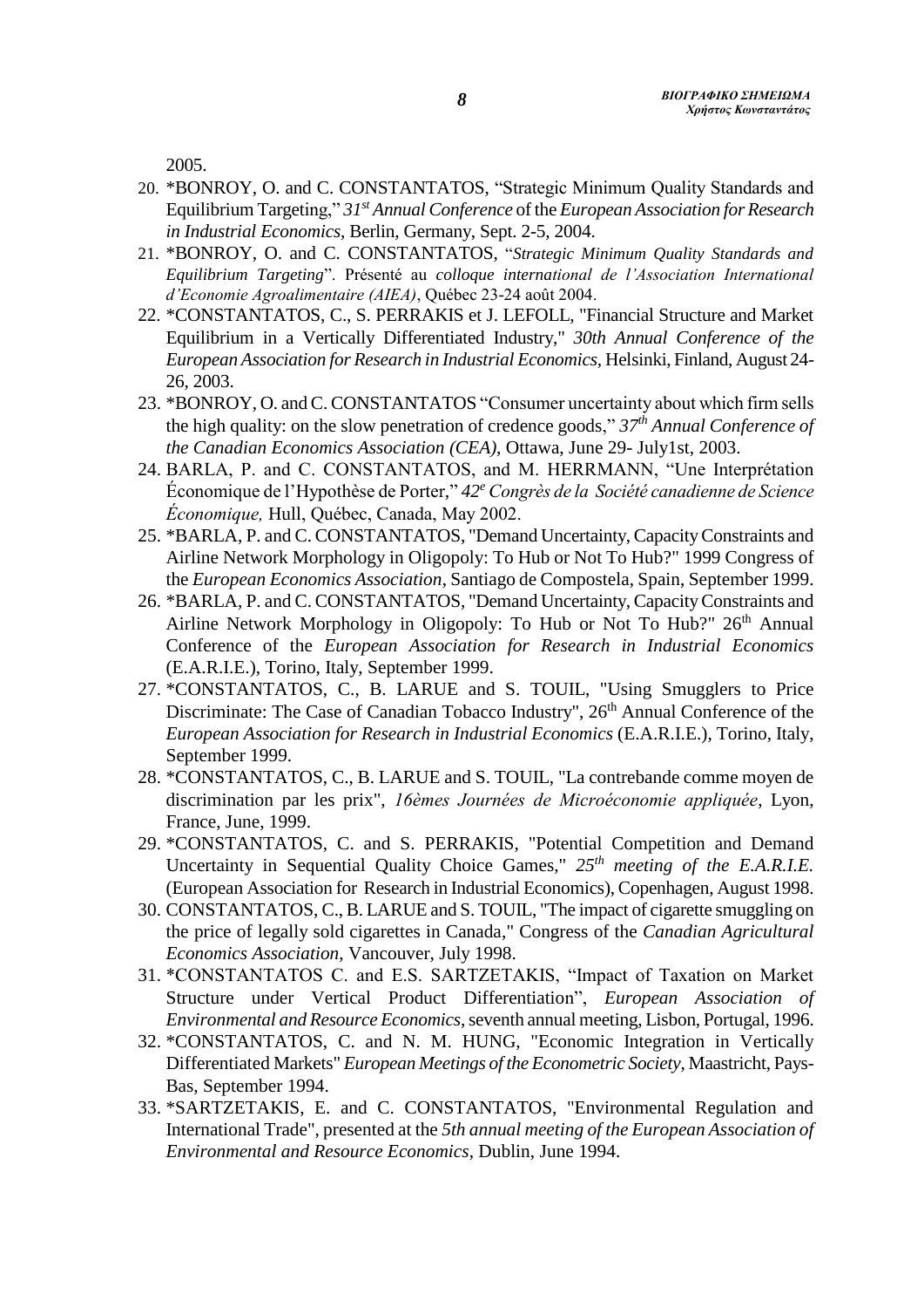2005.

20. *BONROY, O. and C. CONSTANTATOS, “Strategic Minimum Quality Standards and Equilibrium Targeting,” *31st Annual Conference* of the *European Association for Research in Industrial Economics*, Berlin, Germany, Sept. 2-5, 2004.
21. *BONROY, O. and C. CONSTANTATOS, “*Strategic Minimum Quality Standards and Equilibrium Targeting*”. Présenté au *colloque international de l’Association International d’Economie Agroalimentaire (AIEA)*, Québec 23-24 août 2004.
22. *CONSTANTATOS, C., S. PERRAKIS et J. LEFOLL, "Financial Structure and Market Equilibrium in a Vertically Differentiated Industry," *30th Annual Conference of the European Association for Research in Industrial Economics*, Helsinki, Finland, August 24-26, 2003.
23. *BONROY, O. and C. CONSTANTATOS “Consumer uncertainty about which firm sells the high quality: on the slow penetration of credence goods,” *37th Annual Conference of the Canadian Economics Association (CEA)*, Ottawa, June 29- July1st, 2003.
24. BARLA, P. and C. CONSTANTATOS, and M. HERRMANN, “Une Interprétation Économique de l’Hypothèse de Porter,” *42e Congrès de la Société canadienne de Science Économique,* Hull, Québec, Canada, May 2002.
25. *BARLA, P. and C. CONSTANTATOS, "Demand Uncertainty, Capacity Constraints and Airline Network Morphology in Oligopoly: To Hub or Not To Hub?" 1999 Congress of the *European Economics Association*, Santiago de Compostela, Spain, September 1999.
26. *BARLA, P. and C. CONSTANTATOS, "Demand Uncertainty, Capacity Constraints and Airline Network Morphology in Oligopoly: To Hub or Not To Hub?" 26th Annual Conference of the *European Association for Research in Industrial Economics* (E.A.R.I.E.), Torino, Italy, September 1999.
27. *CONSTANTATOS, C., B. LARUE and S. TOUIL, "Using Smugglers to Price Discriminate: The Case of Canadian Tobacco Industry", 26th Annual Conference of the *European Association for Research in Industrial Economics* (E.A.R.I.E.), Torino, Italy, September 1999.
28. *CONSTANTATOS, C., B. LARUE and S. TOUIL, "La contrebande comme moyen de discrimination par les prix", *16èmes Journées de Microéconomie appliquée*, Lyon, France, June, 1999.
29. *CONSTANTATOS, C. and S. PERRAKIS, "Potential Competition and Demand Uncertainty in Sequential Quality Choice Games," *25th meeting of the E.A.R.I.E.* (European Association for Research in Industrial Economics), Copenhagen, August 1998.
30. CONSTANTATOS, C., B. LARUE and S. TOUIL, "The impact of cigarette smuggling on the price of legally sold cigarettes in Canada," Congress of the *Canadian Agricultural Economics Association*, Vancouver, July 1998.
31. *CONSTANTATOS C. and E.S. SARTZETAKIS, “Impact of Taxation on Market Structure under Vertical Product Differentiation”, *European Association of Environmental and Resource Economics*, seventh annual meeting, Lisbon, Portugal, 1996.
32. *CONSTANTATOS, C. and N. M. HUNG, "Economic Integration in Vertically Differentiated Markets" *European Meetings of the Econometric Society*, Maastricht, Pays-Bas, September 1994.
33. *SARTZETAKIS, E. and C. CONSTANTATOS, "Environmental Regulation and International Trade", presented at the *5th annual meeting of the European Association of Environmental and Resource Economics*, Dublin, June 1994.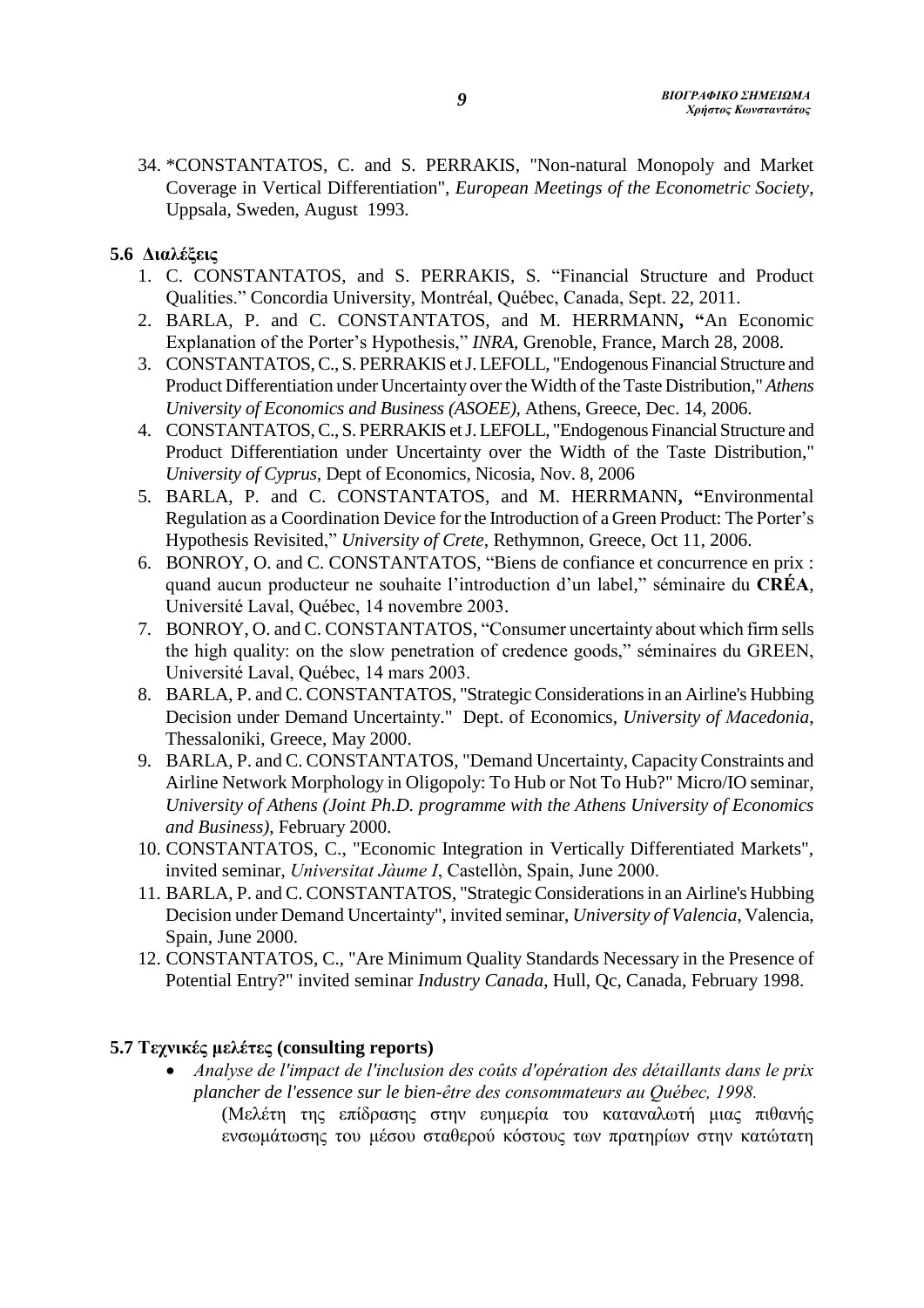34. *CONSTANTATOS, C. and S. PERRAKIS, "Non-natural Monopoly and Market Coverage in Vertical Differentiation", *European Meetings of the Econometric Society*, Uppsala, Sweden, August 1993.

### 5.6 Διαλέξεις

1. C. CONSTANTATOS, and S. PERRAKIS, S. "Financial Structure and Product Qualities." Concordia University, Montréal, Québec, Canada, Sept. 22, 2011.
2. BARLA, P. and C. CONSTANTATOS, and M. HERRMANN**, "**An Economic Explanation of the Porter's Hypothesis," *INRA,* Grenoble, France, March 28, 2008.
3. CONSTANTATOS, C., S. PERRAKIS et J. LEFOLL, "Endogenous Financial Structure and Product Differentiation under Uncertainty over the Width of the Taste Distribution," *Athens University of Economics and Business (ASOEE),* Athens, Greece, Dec. 14, 2006.
4. CONSTANTATOS, C., S. PERRAKIS et J. LEFOLL, "Endogenous Financial Structure and Product Differentiation under Uncertainty over the Width of the Taste Distribution," *University of Cyprus,* Dept of Economics, Nicosia, Nov. 8, 2006
5. BARLA, P. and C. CONSTANTATOS, and M. HERRMANN**, "**Environmental Regulation as a Coordination Device for the Introduction of a Green Product: The Porter's Hypothesis Revisited," *University of Crete,* Rethymnon, Greece, Oct 11, 2006.
6. BONROY, O. and C. CONSTANTATOS, "Biens de confiance et concurrence en prix : quand aucun producteur ne souhaite l'introduction d'un label," séminaire du **CRÉA**, Université Laval, Québec, 14 novembre 2003.
7. BONROY, O. and C. CONSTANTATOS, "Consumer uncertainty about which firm sells the high quality: on the slow penetration of credence goods," séminaires du GREEN, Université Laval, Québec, 14 mars 2003.
8. BARLA, P. and C. CONSTANTATOS, "Strategic Considerations in an Airline's Hubbing Decision under Demand Uncertainty." Dept. of Economics, *University of Macedonia*, Thessaloniki, Greece, May 2000.
9. BARLA, P. and C. CONSTANTATOS, "Demand Uncertainty, Capacity Constraints and Airline Network Morphology in Oligopoly: To Hub or Not To Hub?" Micro/IO seminar, *University of Athens (Joint Ph.D. programme with the Athens University of Economics and Business)*, February 2000.
10. CONSTANTATOS, C., "Economic Integration in Vertically Differentiated Markets", invited seminar, *Universitat Jàume I*, Castellòn, Spain, June 2000.
11. BARLA, P. and C. CONSTANTATOS, "Strategic Considerations in an Airline's Hubbing Decision under Demand Uncertainty", invited seminar, *University of Valencia*, Valencia, Spain, June 2000.
12. CONSTANTATOS, C., "Are Minimum Quality Standards Necessary in the Presence of Potential Entry?" invited seminar *Industry Canada*, Hull, Qc, Canada, February 1998.

### 5.7 Τεχνικές μελέτες (consulting reports)

- *Analyse de l'impact de l'inclusion des coûts d'opération des détaillants dans le prix plancher de l'essence sur le bien-être des consommateurs au Québec, 1998.*
  (Μελέτη της επίδρασης στην ευημερία του καταναλωτή μιας πιθανής ενσωμάτωσης του μέσου σταθερού κόστους των πρατηρίων στην κατώτατη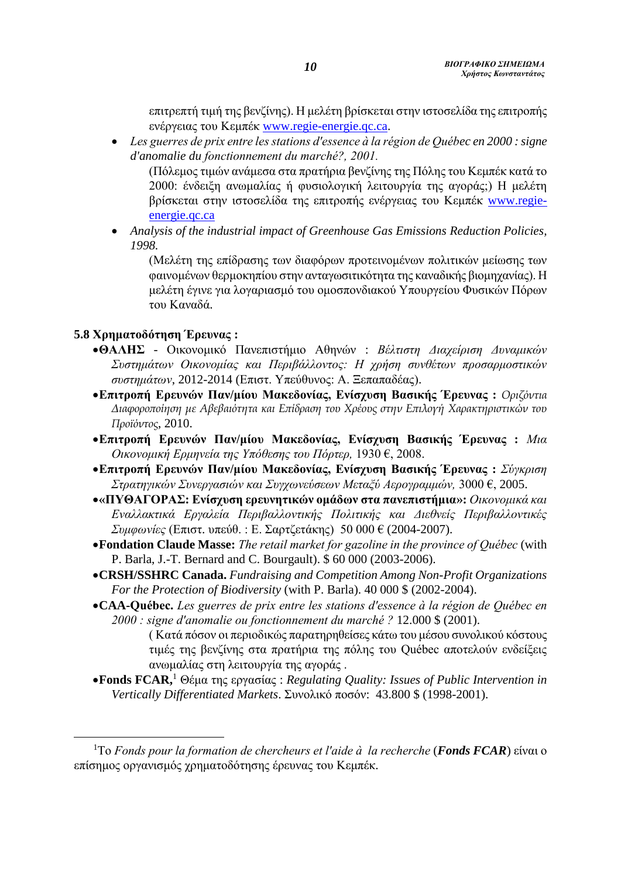επιτρεπτή τιμή της βενζίνης). Η μελέτη βρίσκεται στην ιστοσελίδα της επιτροπής ενέργειας του Κεμπέκ [www.regie-energie.qc.ca](http://www.regie-energie.qc.ca).

- *Les guerres de prix entre les stations d'essence à la région de Québec en 2000 : signe d'anomalie du fonctionnement du marché?, 2001.*

  (Πόλεμος τιμών ανάμεσα στα πρατήρια βενζίνης της Πόλης του Κεμπέκ κατά το 2000: ένδειξη ανωμαλίας ή φυσιολογική λειτουργία της αγοράς;) Η μελέτη βρίσκεται στην ιστοσελίδα της επιτροπής ενέργειας του Κεμπέκ [www.regie-energie.qc.ca](http://www.regie-energie.qc.ca)

- *Analysis of the industrial impact of Greenhouse Gas Emissions Reduction Policies, 1998.*

  (Μελέτη της επίδρασης των διαφόρων προτεινομένων πολιτικών μείωσης των φαινομένων θερμοκηπίου στην ανταγωσιτικότητα της καναδικής βιομηχανίας). Η μελέτη έγινε για λογαριασμό του ομοσπονδιακού Υπουργείου Φυσικών Πόρων του Καναδά.

### 5.8 Χρηματοδότηση Έρευνας :

- **ΘΑΛΗΣ** - Οικονομικό Πανεπιστήμιο Αθηνών : *Βέλτιστη Διαχείριση Δυναμικών Συστημάτων Οικονομίας και Περιβάλλοντος: Η χρήση συνθέτων προσαρμοστικών συστημάτων*, 2012-2014 (Επιστ. Υπεύθυνος: Α. Ξεπαπαδέας).
- **Επιτροπή Ερευνών Παν/μίου Μακεδονίας, Ενίσχυση Βασικής Έρευνας :** *Οριζόντια Διαφοροποίηση με Αβεβαιότητα και Επίδραση του Χρέους στην Επιλογή Χαρακτηριστικών του Προϊόντος*, 2010.
- **Επιτροπή Ερευνών Παν/μίου Μακεδονίας, Ενίσχυση Βασικής Έρευνας :** *Μια Οικονομική Ερμηνεία της Υπόθεσης του Πόρτερ,* 1930 €, 2008.
- **Επιτροπή Ερευνών Παν/μίου Μακεδονίας, Ενίσχυση Βασικής Έρευνας :** *Σύγκριση Στρατηγικών Συνεργασιών και Συγχωνεύσεων Μεταξύ Αερογραμμών,* 3000 €, 2005.
- **«ΠΥΘΑΓΟΡΑΣ: Ενίσχυση ερευνητικών ομάδων στα πανεπιστήμια»:** *Οικονομικά και Εναλλακτικά Εργαλεία Περιβαλλοντικής Πολιτικής και Διεθνείς Περιβαλλοντικές Συμφωνίες* (Επιστ. υπεύθ. : Ε. Σαρτζετάκης) 50 000 € (2004-2007).
- **Fondation Claude Masse:** *The retail market for gazoline in the province of Québec* (with P. Barla, J.-T. Bernard and C. Bourgault). $ 60 000 (2003-2006).
- **CRSH/SSHRC Canada.** *Fundraising and Competition Among Non-Profit Organizations For the Protection of Biodiversity* (with P. Barla). 40 000 $ (2002-2004).
- **CAA-Québec.** *Les guerres de prix entre les stations d'essence à la région de Québec en 2000 : signe d'anomalie ou fonctionnement du marché ?* 12.000 $ (2001).

  ( Κατά πόσον οι περιοδικώς παρατηρηθείσες κάτω του μέσου συνολικού κόστους τιμές της βενζίνης στα πρατήρια της πόλης του Québec αποτελούν ενδείξεις ανωμαλίας στη λειτουργία της αγοράς .

- **Fonds FCAR,**[1] Θέμα της εργασίας : *Regulating Quality: Issues of Public Intervention in Vertically Differentiated Markets*. Συνολικό ποσόν: 43.800 $ (1998-2001).

---

[1] Το *Fonds pour la formation de chercheurs et l'aide à la recherche* (***Fonds FCAR***) είναι ο επίσημος οργανισμός χρηματοδότησης έρευνας του Κεμπέκ.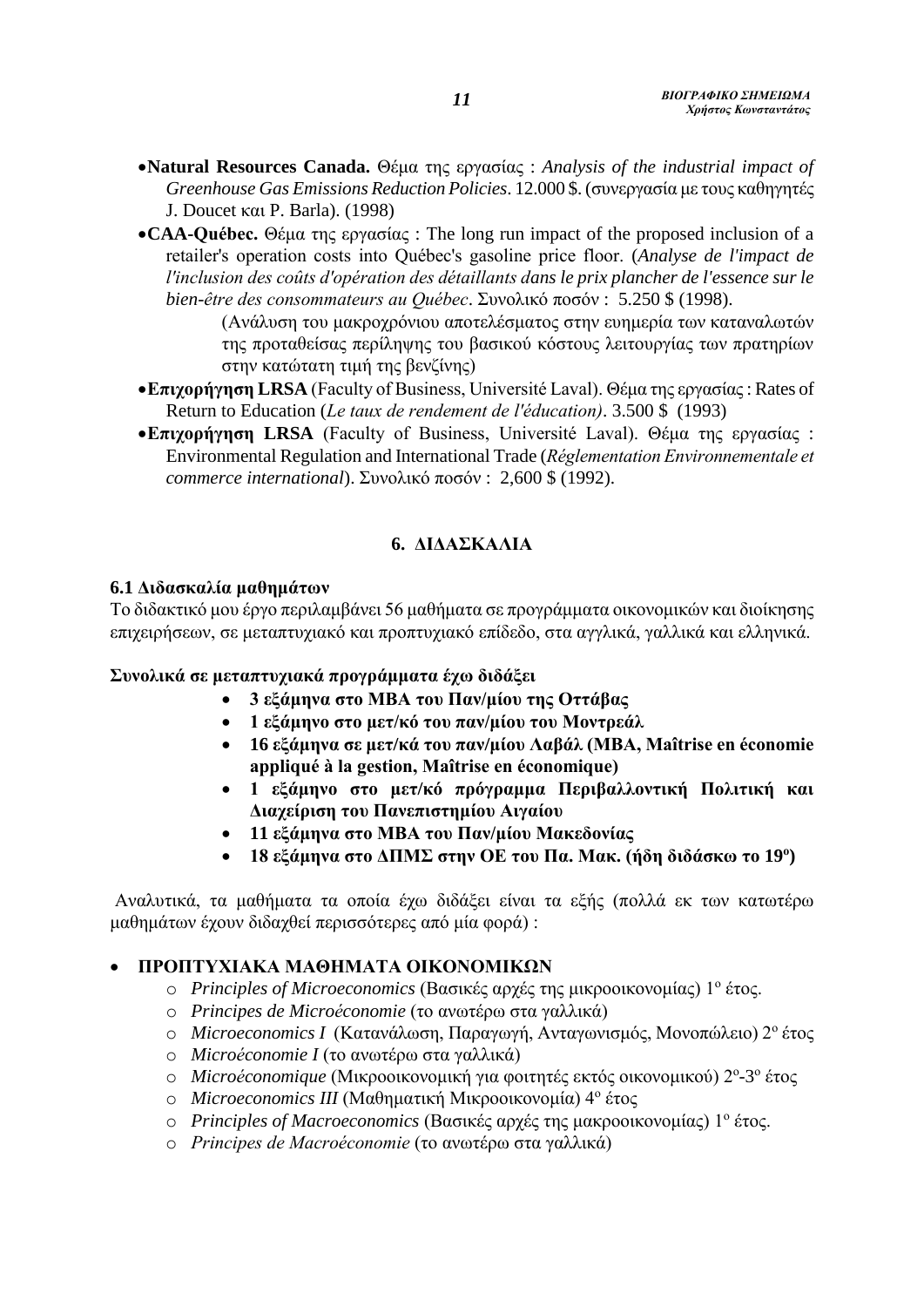- **Natural Resources Canada.** Θέμα της εργασίας : *Analysis of the industrial impact of Greenhouse Gas Emissions Reduction Policies*. 12.000 $. (συνεργασία με τους καθηγητές J. Doucet και P. Barla). (1998)
- **CAA-Québec.** Θέμα της εργασίας : The long run impact of the proposed inclusion of a retailer's operation costs into Québec's gasoline price floor. (*Analyse de l'impact de l'inclusion des coûts d'opération des détaillants dans le prix plancher de l'essence sur le bien-être des consommateurs au Québec*. Συνολικό ποσόν : 5.250 $ (1998).

    (Ανάλυση του μακροχρόνιου αποτελέσματος στην ευημερία των καταναλωτών της προταθείσας περίληψης του βασικού κόστους λειτουργίας των πρατηρίων στην κατώτατη τιμή της βενζίνης)
- **Επιχορήγηση LRSA** (Faculty of Business, Université Laval). Θέμα της εργασίας : Rates of Return to Education (*Le taux de rendement de l'éducation)*. 3.500 $ (1993)
- **Επιχορήγηση LRSA** (Faculty of Business, Université Laval). Θέμα της εργασίας : Environmental Regulation and International Trade (*Réglementation Environnementale et commerce international*). Συνολικό ποσόν : 2,600 $ (1992).

## 6. ΔΙΔΑΣΚΑΛΙΑ

### 6.1 Διδασκαλία μαθημάτων

Το διδακτικό μου έργο περιλαμβάνει 56 μαθήματα σε προγράμματα οικονομικών και διοίκησης επιχειρήσεων, σε μεταπτυχιακό και προπτυχιακό επίδεδο, στα αγγλικά, γαλλικά και ελληνικά.

**Συνολικά σε μεταπτυχιακά προγράμματα έχω διδάξει**

- **3 εξάμηνα στο MBA του Παν/μίου της Οττάβας**
- **1 εξάμηνο στο μετ/κό του παν/μίου του Μοντρεάλ**
- **16 εξάμηνα σε μετ/κά του παν/μίου Λαβάλ (MBA, Maîtrise en économie appliqué à la gestion, Maîtrise en économique)**
- **1 εξάμηνο στο μετ/κό πρόγραμμα Περιβαλλοντική Πολιτική και Διαχείριση του Πανεπιστημίου Αιγαίου**
- **11 εξάμηνα στο MBA του Παν/μίου Μακεδονίας**
- **18 εξάμηνα στο ΔΠΜΣ στην ΟΕ του Πα. Μακ. (ήδη διδάσκω το 19ο)**

Αναλυτικά, τα μαθήματα τα οποία έχω διδάξει είναι τα εξής (πολλά εκ των κατωτέρω μαθημάτων έχουν διδαχθεί περισσότερες από μία φορά) :

- **ΠΡΟΠΤΥΧΙΑΚΑ ΜΑΘΗΜΑΤΑ ΟΙΚΟΝΟΜΙΚΩΝ**
    - *Principles of Microeconomics* (Βασικές αρχές της μικροοικονομίας) 1ο έτος.
    - *Principes de Microéconomie* (το ανωτέρω στα γαλλικά)
    - *Microeconomics I* (Κατανάλωση, Παραγωγή, Ανταγωνισμός, Μονοπώλειο) 2ο έτος
    - *Microéconomie I* (το ανωτέρω στα γαλλικά)
    - *Microéconomique* (Μικροοικονομική για φοιτητές εκτός οικονομικού) 2ο-3ο έτος
    - *Microeconomics III* (Μαθηματική Μικροοικονομία) 4ο έτος
    - *Principles of Macroeconomics* (Βασικές αρχές της μακροοικονομίας) 1ο έτος.
    - *Principes de Macroéconomie* (το ανωτέρω στα γαλλικά)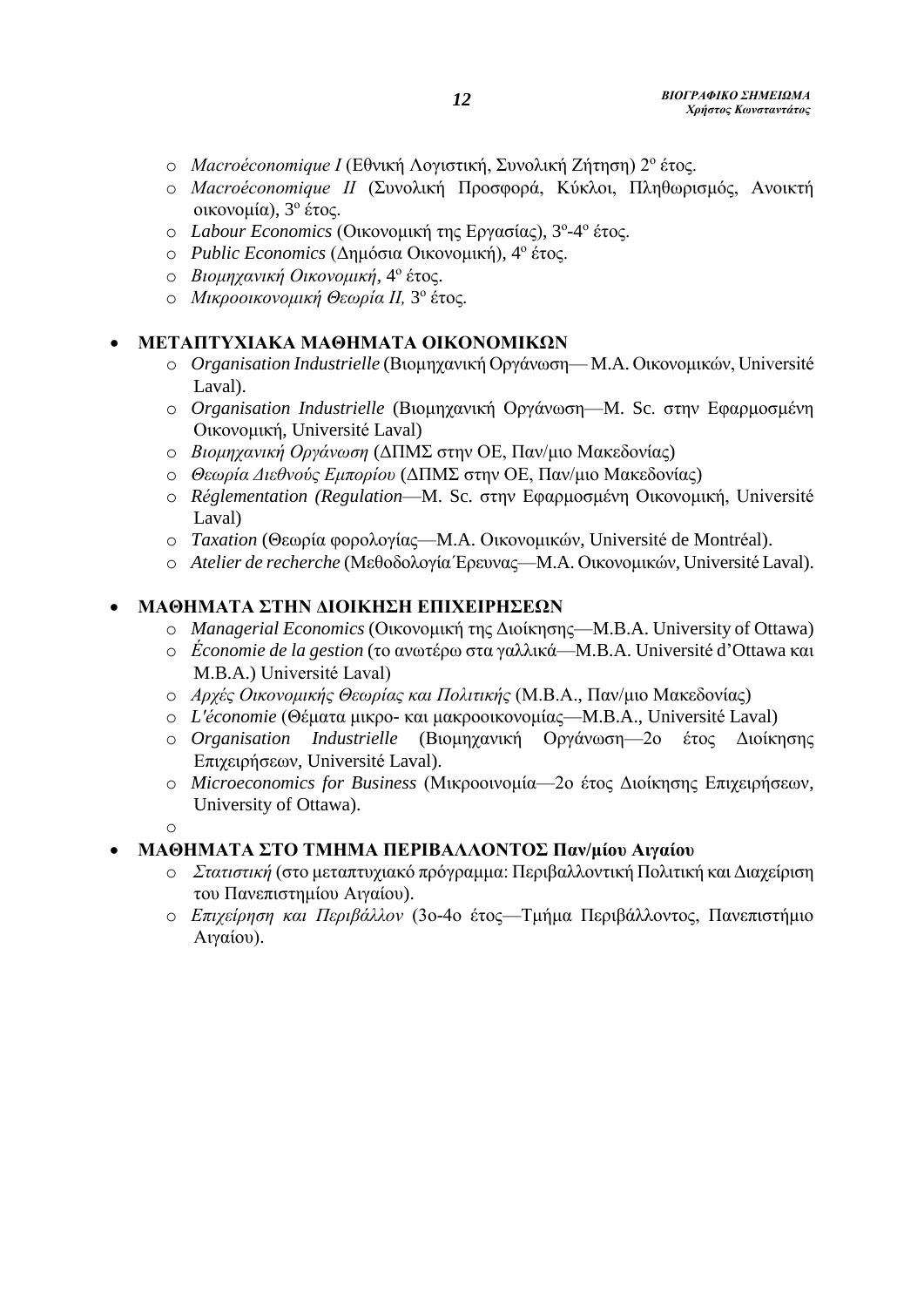- *Macroéconomique I* (Εθνική Λογιστική, Συνολική Ζήτηση) 2ο έτος.
- *Macroéconomique II* (Συνολική Προσφορά, Κύκλοι, Πληθωρισμός, Ανοικτή οικονομία), 3ο έτος.
- *Labour Economics* (Οικονομική της Εργασίας), 3ο-4ο έτος.
- *Public Economics* (Δημόσια Οικονομική), 4ο έτος.
- *Βιομηχανική Οικονομική*, 4ο έτος.
- *Μικροοικονομική Θεωρία ΙΙ,* 3ο έτος.

- **ΜΕΤΑΠΤΥΧΙΑΚΑ ΜΑΘΗΜΑΤΑ ΟΙΚΟΝΟΜΙΚΩΝ**
  - *Organisation Industrielle* (Βιομηχανική Οργάνωση— M.A. Οικονομικών, Université Laval).
  - *Organisation Industrielle* (Βιομηχανική Οργάνωση—M. Sc. στην Εφαρμοσμένη Οικονομική, Université Laval)
  - *Βιομηχανική Οργάνωση* (ΔΠΜΣ στην ΟΕ, Παν/μιο Μακεδονίας)
  - *Θεωρία Διεθνούς Εμπορίου* (ΔΠΜΣ στην ΟΕ, Παν/μιο Μακεδονίας)
  - *Réglementation (Regulation*—M. Sc. στην Εφαρμοσμένη Οικονομική, Université Laval)
  - *Taxation* (Θεωρία φορολογίας—M.A. Οικονομικών, Université de Montréal).
  - *Atelier de recherche* (Μεθοδολογία Έρευνας—M.A. Οικονομικών, Université Laval).

- **ΜΑΘΗΜΑΤΑ ΣΤΗΝ ΔΙΟΙΚΗΣΗ ΕΠΙΧΕΙΡΗΣΕΩΝ**
  - *Managerial Economics* (Οικονομική της Διοίκησης—M.B.A. University of Ottawa)
  - *Économie de la gestion* (το ανωτέρω στα γαλλικά—M.B.A. Université d'Ottawa και M.B.A.) Université Laval)
  - *Αρχές Οικονομικής Θεωρίας και Πολιτικής* (M.B.A., Παν/μιο Μακεδονίας)
  - *L'économie* (Θέματα μικρο- και μακροοικονομίας—M.B.A., Université Laval)
  - *Organisation Industrielle* (Βιομηχανική Οργάνωση—2ο έτος Διοίκησης Επιχειρήσεων, Université Laval).
  - *Microeconomics for Business* (Μικροοινομία—2ο έτος Διοίκησης Επιχειρήσεων, University of Ottawa).
  - 

- **ΜΑΘΗΜΑΤΑ ΣΤΟ ΤΜΗΜΑ ΠΕΡΙΒΑΛΛΟΝΤΟΣ Παν/μίου Αιγαίου**
  - *Στατιστική* (στο μεταπτυχιακό πρόγραμμα: Περιβαλλοντική Πολιτική και Διαχείριση του Πανεπιστημίου Αιγαίου).
  - *Επιχείρηση και Περιβάλλον* (3ο-4ο έτος—Τμήμα Περιβάλλοντος, Πανεπιστήμιο Αιγαίου).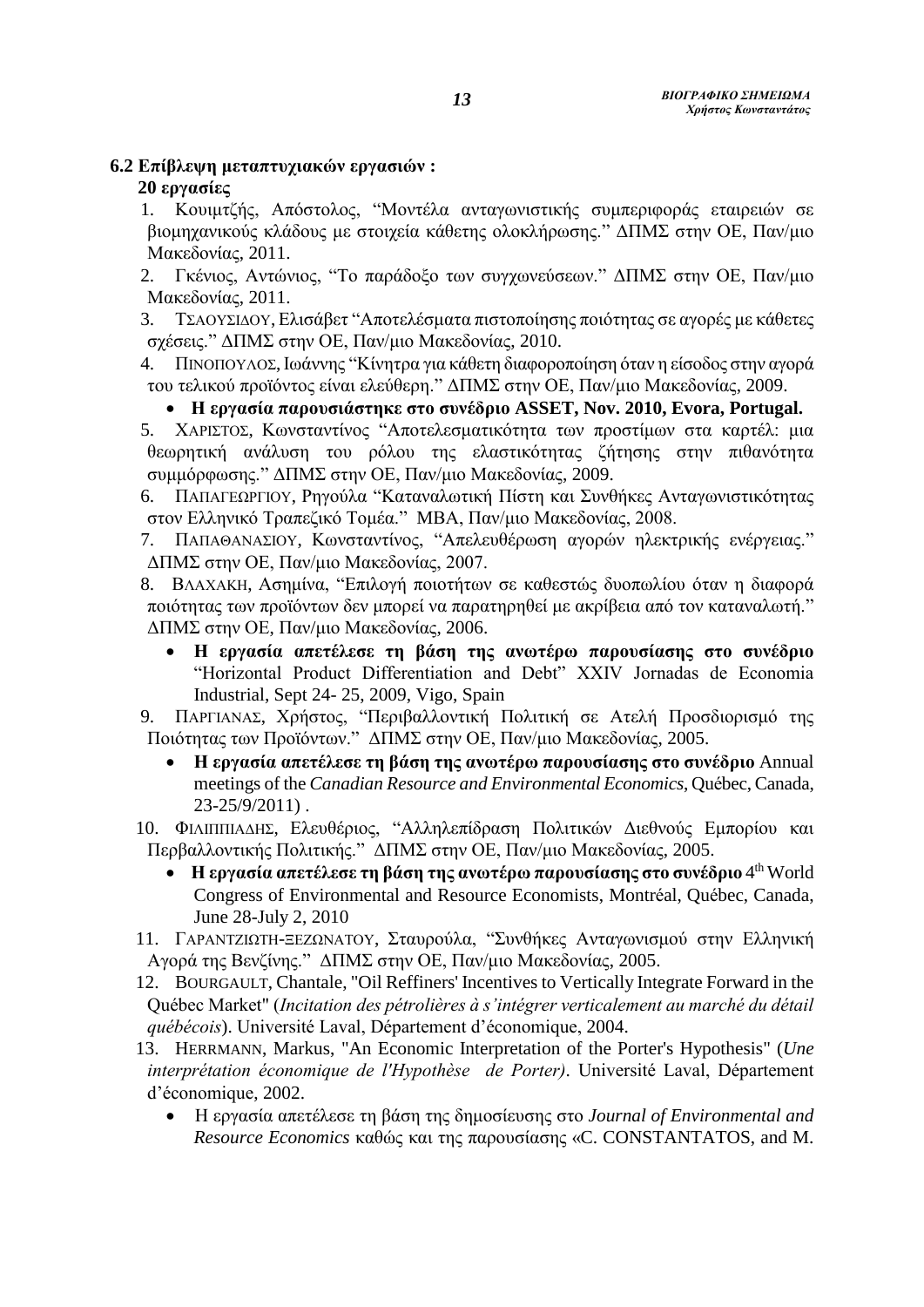### 6.2 Επίβλεψη μεταπτυχιακών εργασιών :

**20 εργασίες**

1. Κουιμτζής, Απόστολος, "Μοντέλα ανταγωνιστικής συμπεριφοράς εταιρειών σε βιομηχανικούς κλάδους με στοιχεία κάθετης ολοκλήρωσης." ΔΠΜΣ στην ΟΕ, Παν/μιο Μακεδονίας, 2011.
2. Γκένιος, Αντώνιος, "Το παράδοξο των συγχωνεύσεων." ΔΠΜΣ στην ΟΕ, Παν/μιο Μακεδονίας, 2011.
3. Τσαουσιδου, Ελισάβετ "Αποτελέσματα πιστοποίησης ποιότητας σε αγορές με κάθετες σχέσεις." ΔΠΜΣ στην ΟΕ, Παν/μιο Μακεδονίας, 2010.
4. Πινοπουλος, Ιωάννης "Κίνητρα για κάθετη διαφοροποίηση όταν η είσοδος στην αγορά του τελικού προϊόντος είναι ελεύθερη." ΔΠΜΣ στην ΟΕ, Παν/μιο Μακεδονίας, 2009.
   - **Η εργασία παρουσιάστηκε στο συνέδριο ASSET, Nov. 2010, Evora, Portugal.**
5. Χαριστος, Κωνσταντίνος "Αποτελεσματικότητα των προστίμων στα καρτέλ: μια θεωρητική ανάλυση του ρόλου της ελαστικότητας ζήτησης στην πιθανότητα συμμόρφωσης." ΔΠΜΣ στην ΟΕ, Παν/μιο Μακεδονίας, 2009.
6. Παπαγεωργιου, Ρηγούλα "Καταναλωτική Πίστη και Συνθήκες Ανταγωνιστικότητας στον Ελληνικό Τραπεζικό Τομέα." MBA, Παν/μιο Μακεδονίας, 2008.
7. Παπαθανασιου, Κωνσταντίνος, "Απελευθέρωση αγορών ηλεκτρικής ενέργειας." ΔΠΜΣ στην ΟΕ, Παν/μιο Μακεδονίας, 2007.
8. Βλαχακη, Ασημίνα, "Επιλογή ποιοτήτων σε καθεστώς δυοπωλίου όταν η διαφορά ποιότητας των προϊόντων δεν μπορεί να παρατηρηθεί με ακρίβεια από τον καταναλωτή." ΔΠΜΣ στην ΟΕ, Παν/μιο Μακεδονίας, 2006.
   - **Η εργασία απετέλεσε τη βάση της ανωτέρω παρουσίασης στο συνέδριο** "Horizontal Product Differentiation and Debt" XXIV Jornadas de Economia Industrial, Sept 24- 25, 2009, Vigo, Spain
9. Παργιανας, Χρήστος, "Περιβαλλοντική Πολιτική σε Ατελή Προσδιορισμό της Ποιότητας των Προϊόντων." ΔΠΜΣ στην ΟΕ, Παν/μιο Μακεδονίας, 2005.
   - **Η εργασία απετέλεσε τη βάση της ανωτέρω παρουσίασης στο συνέδριο** Annual meetings of the *Canadian Resource and Environmental Economics*, Québec, Canada, 23-25/9/2011) .
10. Φιλιππιαδης, Ελευθέριος, "Αλληλεπίδραση Πολιτικών Διεθνούς Εμπορίου και Περβαλλοντικής Πολιτικής." ΔΠΜΣ στην ΟΕ, Παν/μιο Μακεδονίας, 2005.
    - **Η εργασία απετέλεσε τη βάση της ανωτέρω παρουσίασης στο συνέδριο** 4th World Congress of Environmental and Resource Economists, Montréal, Québec, Canada, June 28-July 2, 2010
11. Γαραντζιωτη-Ξεζωνατου, Σταυρούλα, "Συνθήκες Ανταγωνισμού στην Ελληνική Αγορά της Βενζίνης." ΔΠΜΣ στην ΟΕ, Παν/μιο Μακεδονίας, 2005.
12. Bourgault, Chantale, "Oil Reffiners' Incentives to Vertically Integrate Forward in the Québec Market" (*Incitation des pétrolières à s'intégrer verticalement au marché du détail québécois*). Université Laval, Département d'économique, 2004.
13. Herrmann, Markus, "An Economic Interpretation of the Porter's Hypothesis" (*Une interprétation économique de l'Hypothèse de Porter)*. Université Laval, Département d'économique, 2002.
    - Η εργασία απετέλεσε τη βάση της δημοσίευσης στο *Journal of Environmental and Resource Economics* καθώς και της παρουσίασης «C. CONSTANTATOS, and M.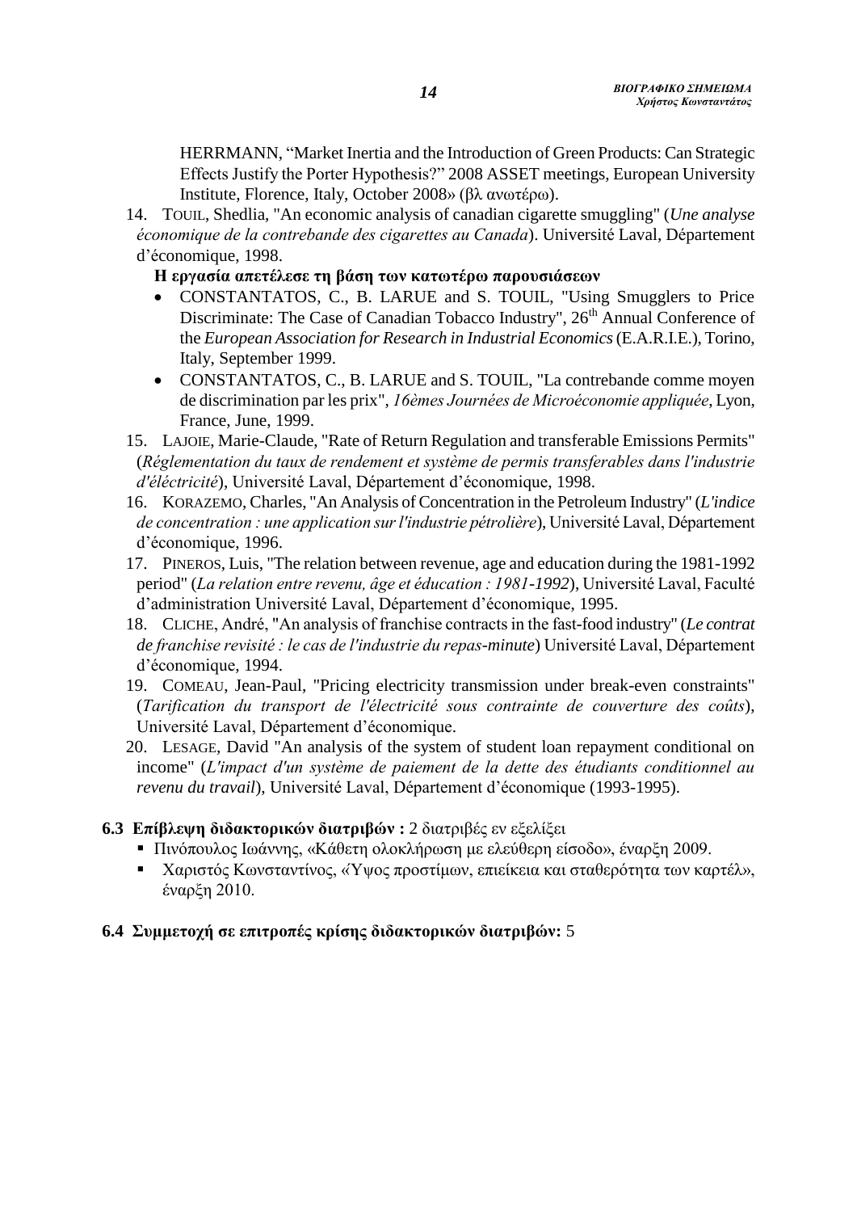HERRMANN, "Market Inertia and the Introduction of Green Products: Can Strategic Effects Justify the Porter Hypothesis?" 2008 ASSET meetings, European University Institute, Florence, Italy, October 2008» (βλ ανωτέρω).

14. TOUIL, Shedlia, "An economic analysis of canadian cigarette smuggling" (*Une analyse économique de la contrebande des cigarettes au Canada*). Université Laval, Département d'économique, 1998.

    **Η εργασία απετέλεσε τη βάση των κατωτέρω παρουσιάσεων**

    - CONSTANTATOS, C., B. LARUE and S. TOUIL, "Using Smugglers to Price Discriminate: The Case of Canadian Tobacco Industry", 26th Annual Conference of the *European Association for Research in Industrial Economics* (E.A.R.I.E.), Torino, Italy, September 1999.
    - CONSTANTATOS, C., B. LARUE and S. TOUIL, "La contrebande comme moyen de discrimination par les prix", *16èmes Journées de Microéconomie appliquée*, Lyon, France, June, 1999.

15. LAJOIE, Marie-Claude, "Rate of Return Regulation and transferable Emissions Permits" (*Réglementation du taux de rendement et système de permis transferables dans l'industrie d'éléctricité*), Université Laval, Département d'économique, 1998.
16. KORAZEMO, Charles, "An Analysis of Concentration in the Petroleum Industry" (*L'indice de concentration : une application sur l'industrie pétrolière*), Université Laval, Département d'économique, 1996.
17. PINEROS, Luis, "The relation between revenue, age and education during the 1981-1992 period" (*La relation entre revenu, âge et éducation : 1981-1992*), Université Laval, Faculté d'administration Université Laval, Département d'économique, 1995.
18. CLICHE, André, "An analysis of franchise contracts in the fast-food industry" (*Le contrat de franchise revisité : le cas de l'industrie du repas-minute*) Université Laval, Département d'économique, 1994.
19. COMEAU, Jean-Paul, "Pricing electricity transmission under break-even constraints" (*Tarification du transport de l'électricité sous contrainte de couverture des coûts*), Université Laval, Département d'économique.
20. LESAGE, David "An analysis of the system of student loan repayment conditional on income" (*L'impact d'un système de paiement de la dette des étudiants conditionnel au revenu du travail*), Université Laval, Département d'économique (1993-1995).

### 6.3 Επίβλεψη διδακτορικών διατριβών : 2 διατριβές εν εξελίξει

- Πινόπουλος Ιωάννης, «Κάθετη ολοκλήρωση με ελεύθερη είσοδο», έναρξη 2009.
- Χαριστός Κωνσταντίνος, «Ύψος προστίμων, επιείκεια και σταθερότητα των καρτέλ», έναρξη 2010.

### 6.4 Συμμετοχή σε επιτροπές κρίσης διδακτορικών διατριβών: 5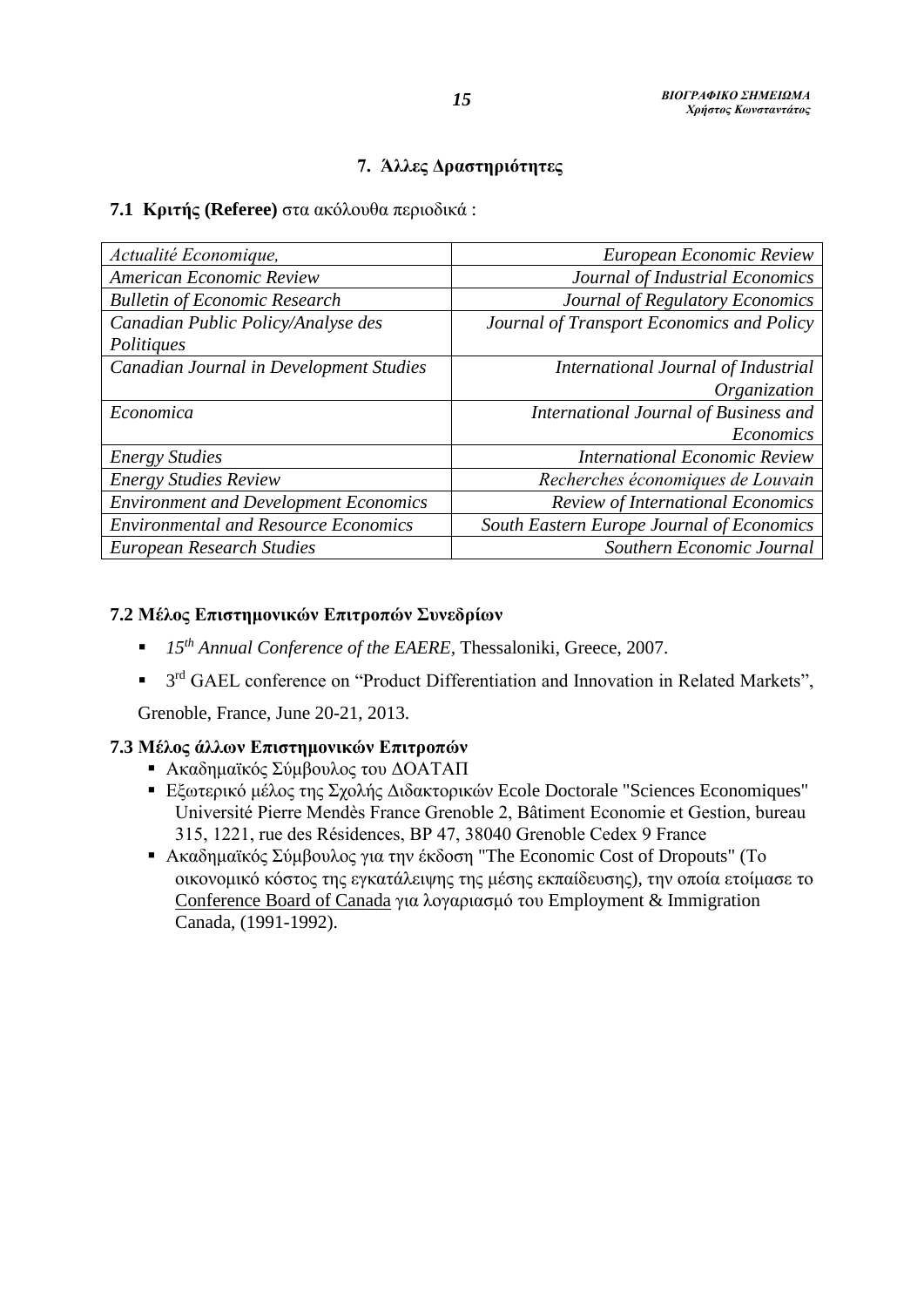## 7. Άλλες Δραστηριότητες

**7.1 Κριτής (Referee)** στα ακόλουθα περιοδικά :

| | |
|---|---|
| *Actualité Economique,* | *European Economic Review* |
| *American Economic Review* | *Journal of Industrial Economics* |
| *Bulletin of Economic Research* | *Journal of Regulatory Economics* |
| *Canadian Public Policy/Analyse des Politiques* | *Journal of Transport Economics and Policy* |
| *Canadian Journal in Development Studies* | *International Journal of Industrial Organization* |
| *Economica* | *International Journal of Business and Economics* |
| *Energy Studies* | *International Economic Review* |
| *Energy Studies Review* | *Recherches économiques de Louvain* |
| *Environment and Development Economics* | *Review of International Economics* |
| *Environmental and Resource Economics* | *South Eastern Europe Journal of Economics* |
| *European Research Studies* | *Southern Economic Journal* |

### 7.2 Μέλος Επιστημονικών Επιτροπών Συνεδρίων

- *15th Annual Conference of the EAERE*, Thessaloniki, Greece, 2007.
- 3rd GAEL conference on "Product Differentiation and Innovation in Related Markets", Grenoble, France, June 20-21, 2013.

### 7.3 Μέλος άλλων Επιστημονικών Επιτροπών

- Ακαδημαϊκός Σύμβουλος του ΔΟΑΤΑΠ
- Εξωτερικό μέλος της Σχολής Διδακτορικών Ecole Doctorale "Sciences Economiques" Université Pierre Mendès France Grenoble 2, Bâtiment Economie et Gestion, bureau 315, 1221, rue des Résidences, BP 47, 38040 Grenoble Cedex 9 France
- Ακαδημαϊκός Σύμβουλος για την έκδοση "The Economic Cost of Dropouts" (Το οικονομικό κόστος της εγκατάλειψης της μέσης εκπαίδευσης), την οποία ετοίμασε το Conference Board of Canada για λογαριασμό του Employment & Immigration Canada, (1991-1992).